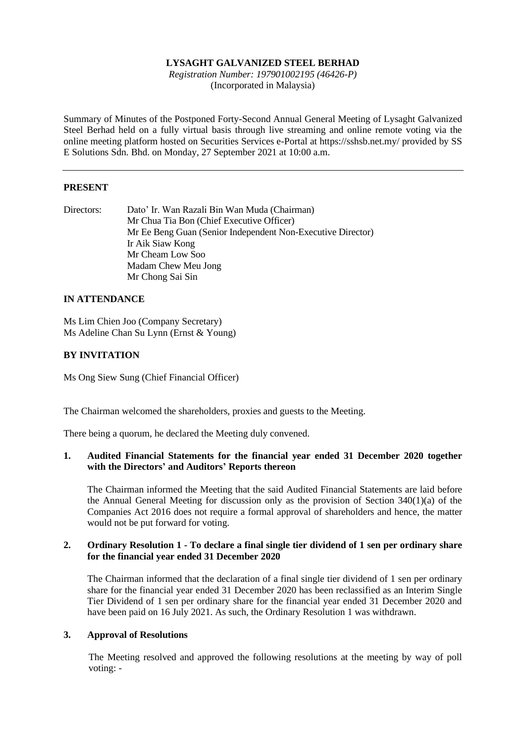# LYSAGHT GALVANIZED STEEL BERHAD

*Registration Number: 197901002195 (46426-P)*
(Incorporated in Malaysia)

Summary of Minutes of the Postponed Forty-Second Annual General Meeting of Lysaght Galvanized Steel Berhad held on a fully virtual basis through live streaming and online remote voting via the online meeting platform hosted on Securities Services e-Portal at https://sshsb.net.my/ provided by SS E Solutions Sdn. Bhd. on Monday, 27 September 2021 at 10:00 a.m.

---

## PRESENT

Directors:
- Dato' Ir. Wan Razali Bin Wan Muda (Chairman)
- Mr Chua Tia Bon (Chief Executive Officer)
- Mr Ee Beng Guan (Senior Independent Non-Executive Director)
- Ir Aik Siaw Kong
- Mr Cheam Low Soo
- Madam Chew Meu Jong
- Mr Chong Sai Sin

## IN ATTENDANCE

Ms Lim Chien Joo (Company Secretary)
Ms Adeline Chan Su Lynn (Ernst & Young)

## BY INVITATION

Ms Ong Siew Sung (Chief Financial Officer)

The Chairman welcomed the shareholders, proxies and guests to the Meeting.

There being a quorum, he declared the Meeting duly convened.

### 1. Audited Financial Statements for the financial year ended 31 December 2020 together with the Directors' and Auditors' Reports thereon

The Chairman informed the Meeting that the said Audited Financial Statements are laid before the Annual General Meeting for discussion only as the provision of Section 340(1)(a) of the Companies Act 2016 does not require a formal approval of shareholders and hence, the matter would not be put forward for voting.

### 2. Ordinary Resolution 1 - To declare a final single tier dividend of 1 sen per ordinary share for the financial year ended 31 December 2020

The Chairman informed that the declaration of a final single tier dividend of 1 sen per ordinary share for the financial year ended 31 December 2020 has been reclassified as an Interim Single Tier Dividend of 1 sen per ordinary share for the financial year ended 31 December 2020 and have been paid on 16 July 2021. As such, the Ordinary Resolution 1 was withdrawn.

### 3. Approval of Resolutions

The Meeting resolved and approved the following resolutions at the meeting by way of poll voting: -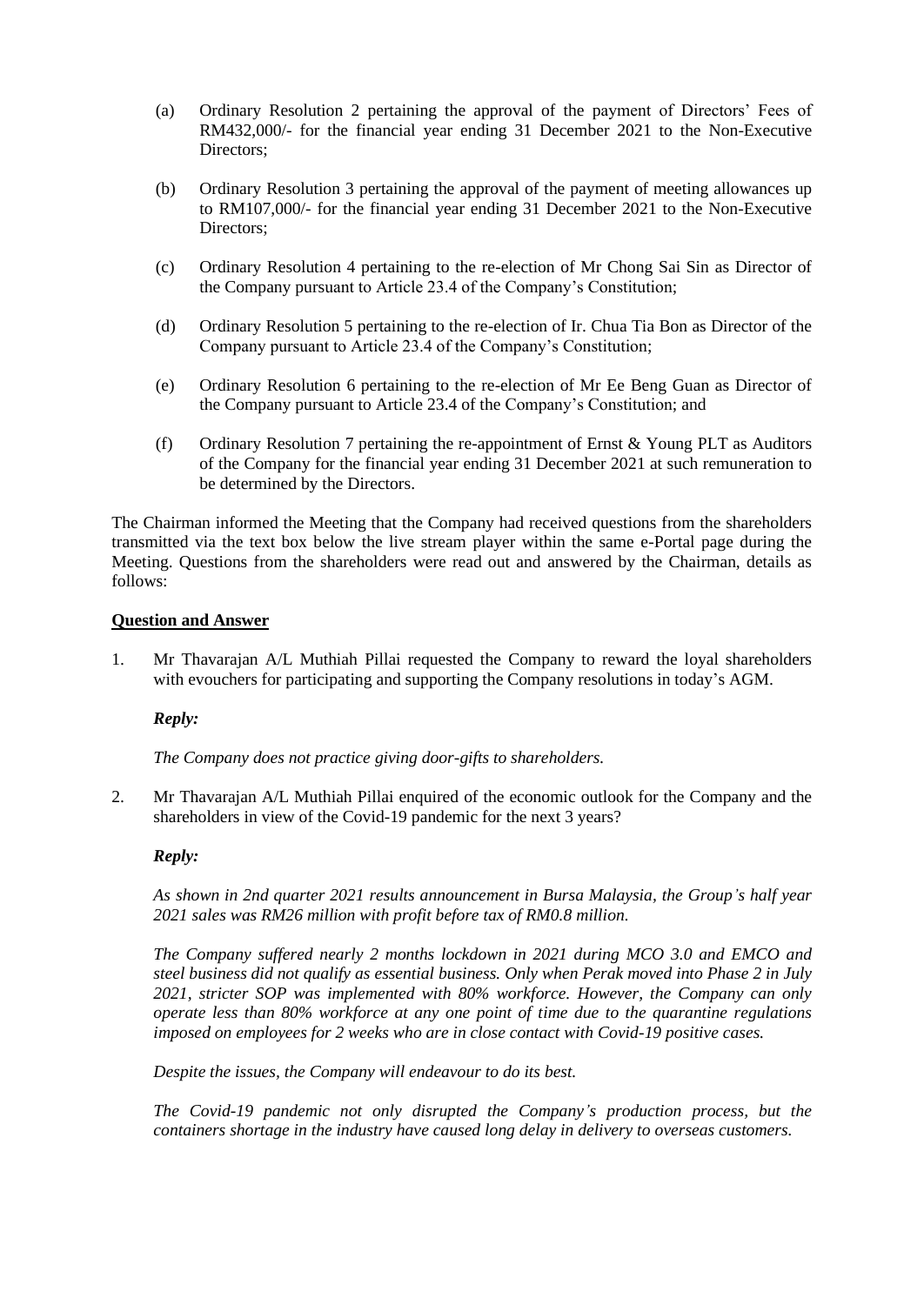(a) Ordinary Resolution 2 pertaining the approval of the payment of Directors' Fees of RM432,000/- for the financial year ending 31 December 2021 to the Non-Executive Directors;

(b) Ordinary Resolution 3 pertaining the approval of the payment of meeting allowances up to RM107,000/- for the financial year ending 31 December 2021 to the Non-Executive Directors;

(c) Ordinary Resolution 4 pertaining to the re-election of Mr Chong Sai Sin as Director of the Company pursuant to Article 23.4 of the Company's Constitution;

(d) Ordinary Resolution 5 pertaining to the re-election of Ir. Chua Tia Bon as Director of the Company pursuant to Article 23.4 of the Company's Constitution;

(e) Ordinary Resolution 6 pertaining to the re-election of Mr Ee Beng Guan as Director of the Company pursuant to Article 23.4 of the Company's Constitution; and

(f) Ordinary Resolution 7 pertaining the re-appointment of Ernst & Young PLT as Auditors of the Company for the financial year ending 31 December 2021 at such remuneration to be determined by the Directors.

The Chairman informed the Meeting that the Company had received questions from the shareholders transmitted via the text box below the live stream player within the same e-Portal page during the Meeting. Questions from the shareholders were read out and answered by the Chairman, details as follows:

**Question and Answer**

1. Mr Thavarajan A/L Muthiah Pillai requested the Company to reward the loyal shareholders with evouchers for participating and supporting the Company resolutions in today's AGM.

   ***Reply:***

   *The Company does not practice giving door-gifts to shareholders.*

2. Mr Thavarajan A/L Muthiah Pillai enquired of the economic outlook for the Company and the shareholders in view of the Covid-19 pandemic for the next 3 years?

   ***Reply:***

   *As shown in 2nd quarter 2021 results announcement in Bursa Malaysia, the Group's half year 2021 sales was RM26 million with profit before tax of RM0.8 million.*

   *The Company suffered nearly 2 months lockdown in 2021 during MCO 3.0 and EMCO and steel business did not qualify as essential business. Only when Perak moved into Phase 2 in July 2021, stricter SOP was implemented with 80% workforce. However, the Company can only operate less than 80% workforce at any one point of time due to the quarantine regulations imposed on employees for 2 weeks who are in close contact with Covid-19 positive cases.*

   *Despite the issues, the Company will endeavour to do its best.*

   *The Covid-19 pandemic not only disrupted the Company's production process, but the containers shortage in the industry have caused long delay in delivery to overseas customers.*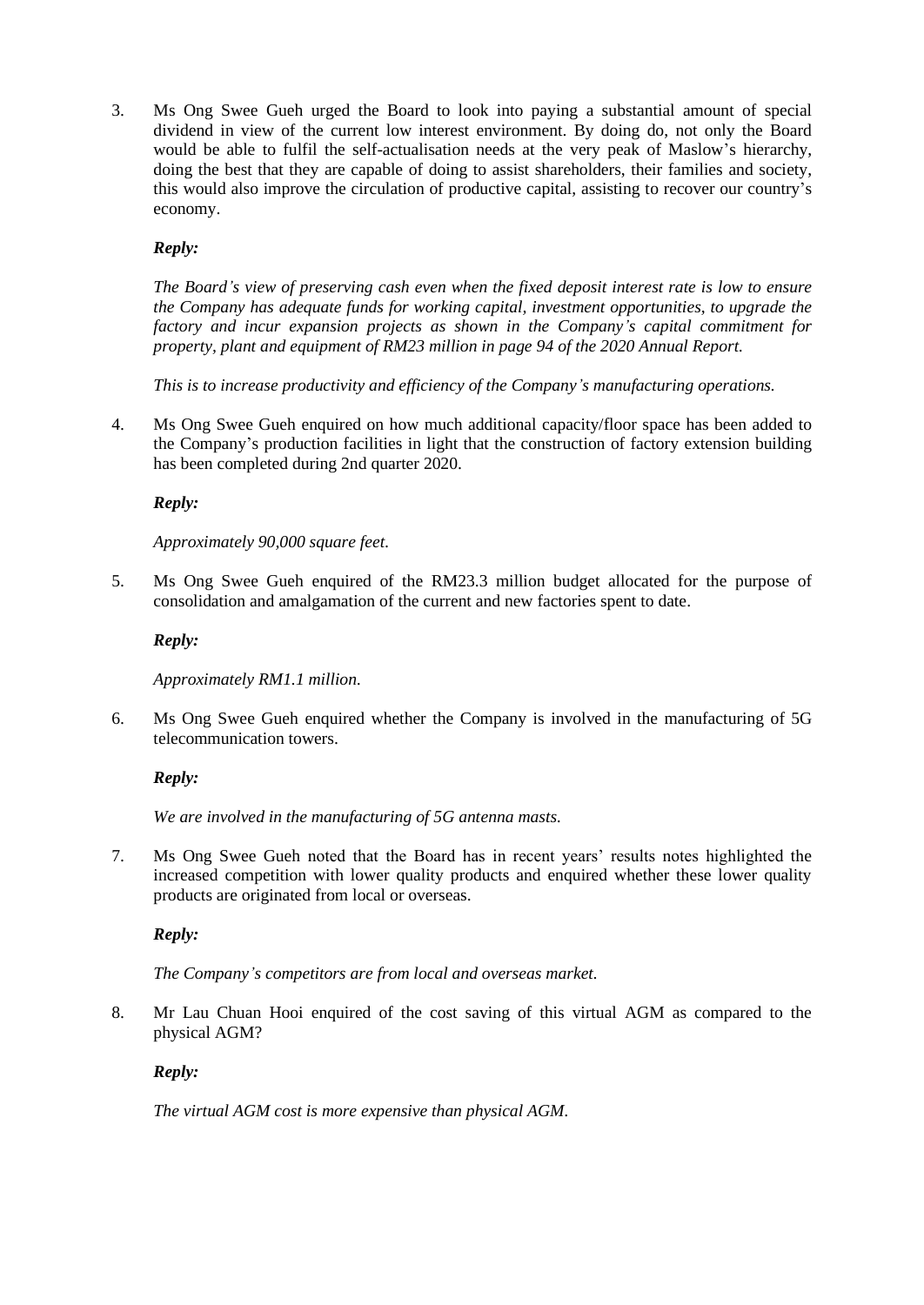3. Ms Ong Swee Gueh urged the Board to look into paying a substantial amount of special dividend in view of the current low interest environment. By doing do, not only the Board would be able to fulfil the self-actualisation needs at the very peak of Maslow's hierarchy, doing the best that they are capable of doing to assist shareholders, their families and society, this would also improve the circulation of productive capital, assisting to recover our country's economy.

   ***Reply:***

   *The Board's view of preserving cash even when the fixed deposit interest rate is low to ensure the Company has adequate funds for working capital, investment opportunities, to upgrade the factory and incur expansion projects as shown in the Company's capital commitment for property, plant and equipment of RM23 million in page 94 of the 2020 Annual Report.*

   *This is to increase productivity and efficiency of the Company's manufacturing operations.*

4. Ms Ong Swee Gueh enquired on how much additional capacity/floor space has been added to the Company's production facilities in light that the construction of factory extension building has been completed during 2nd quarter 2020.

   ***Reply:***

   *Approximately 90,000 square feet.*

5. Ms Ong Swee Gueh enquired of the RM23.3 million budget allocated for the purpose of consolidation and amalgamation of the current and new factories spent to date.

   ***Reply:***

   *Approximately RM1.1 million.*

6. Ms Ong Swee Gueh enquired whether the Company is involved in the manufacturing of 5G telecommunication towers.

   ***Reply:***

   *We are involved in the manufacturing of 5G antenna masts.*

7. Ms Ong Swee Gueh noted that the Board has in recent years' results notes highlighted the increased competition with lower quality products and enquired whether these lower quality products are originated from local or overseas.

   ***Reply:***

   *The Company's competitors are from local and overseas market.*

8. Mr Lau Chuan Hooi enquired of the cost saving of this virtual AGM as compared to the physical AGM?

   ***Reply:***

   *The virtual AGM cost is more expensive than physical AGM.*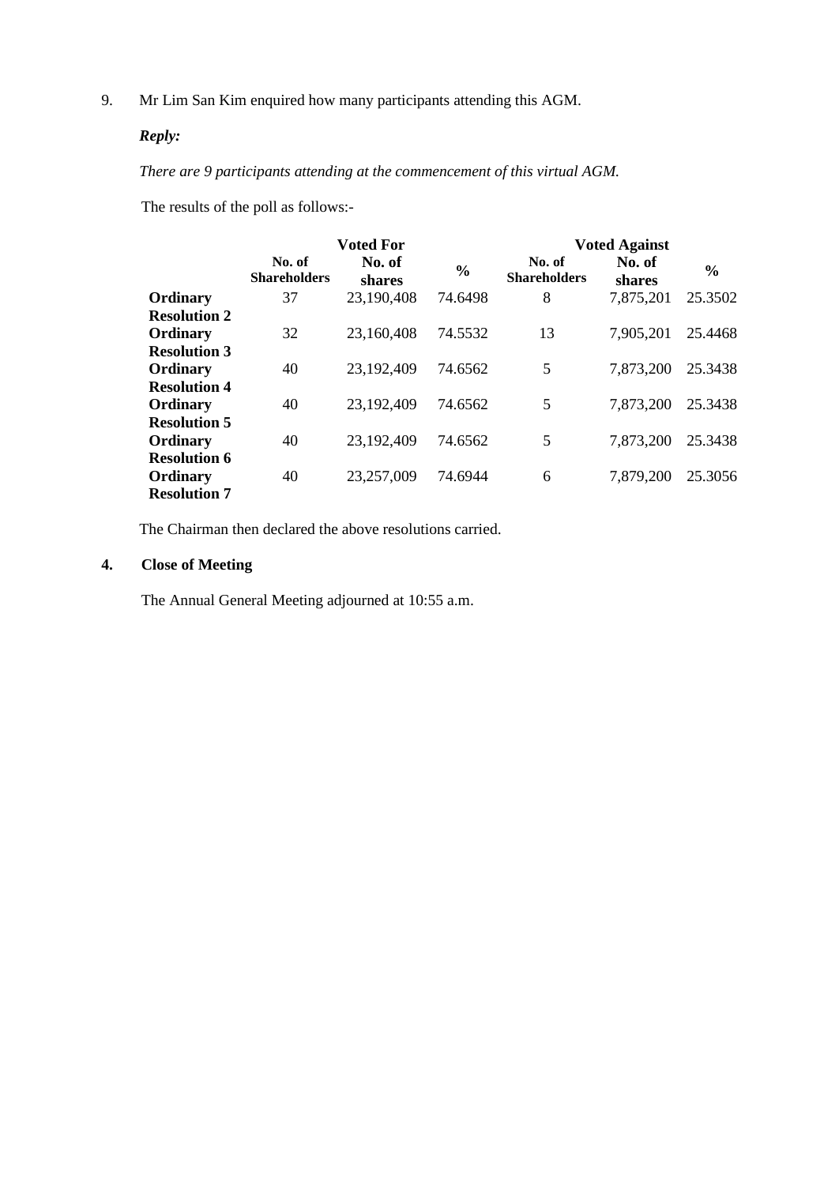9. Mr Lim San Kim enquired how many participants attending this AGM.

***Reply:***

*There are 9 participants attending at the commencement of this virtual AGM.*

The results of the poll as follows:-

| | Voted For | | | Voted Against | | |
|---|---|---|---|---|---|---|
| | **No. of Shareholders** | **No. of shares** | **%** | **No. of Shareholders** | **No. of shares** | **%** |
| **Ordinary Resolution 2** | 37 | 23,190,408 | 74.6498 | 8 | 7,875,201 | 25.3502 |
| **Ordinary Resolution 3** | 32 | 23,160,408 | 74.5532 | 13 | 7,905,201 | 25.4468 |
| **Ordinary Resolution 4** | 40 | 23,192,409 | 74.6562 | 5 | 7,873,200 | 25.3438 |
| **Ordinary Resolution 5** | 40 | 23,192,409 | 74.6562 | 5 | 7,873,200 | 25.3438 |
| **Ordinary Resolution 6** | 40 | 23,192,409 | 74.6562 | 5 | 7,873,200 | 25.3438 |
| **Ordinary Resolution 7** | 40 | 23,257,009 | 74.6944 | 6 | 7,879,200 | 25.3056 |

The Chairman then declared the above resolutions carried.

## 4. Close of Meeting

The Annual General Meeting adjourned at 10:55 a.m.